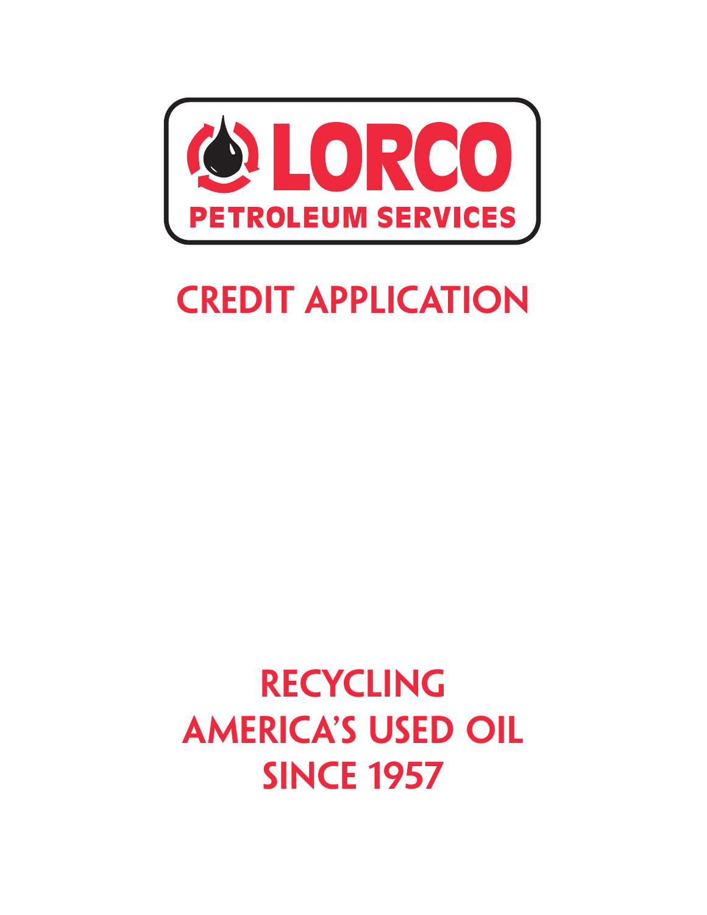LORCO

PETROLEUM SERVICES

# CREDIT APPLICATION

## RECYCLING AMERICA'S USED OIL SINCE 1957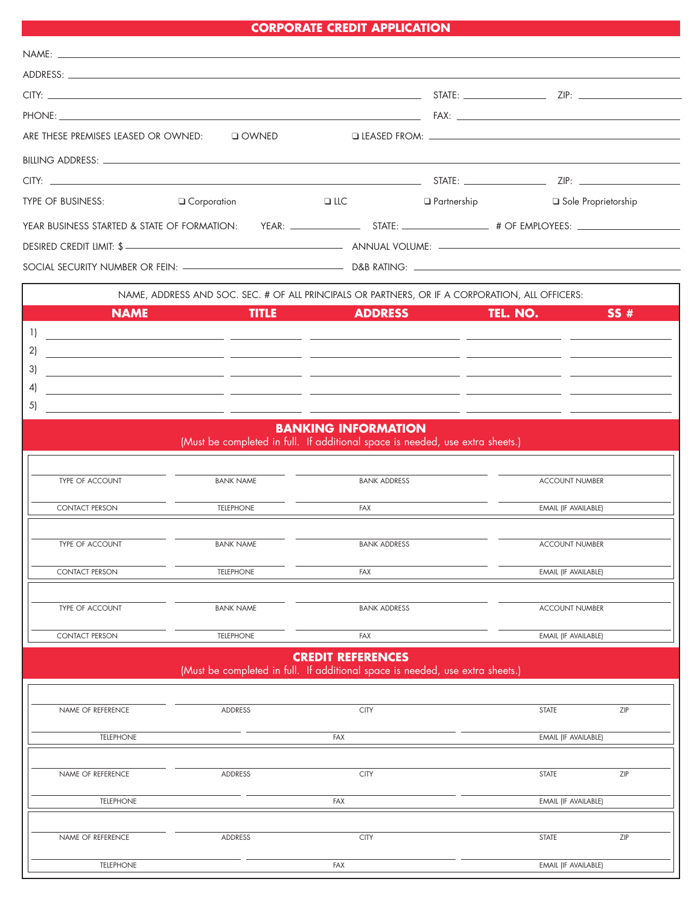# CORPORATE CREDIT APPLICATION

NAME: \_\_\_\_\_\_\_\_\_\_\_\_\_\_\_\_\_\_\_\_\_\_\_\_\_\_\_\_\_\_\_\_\_\_\_\_\_\_\_\_

ADDRESS: \_\_\_\_\_\_\_\_\_\_\_\_\_\_\_\_\_\_\_\_\_\_\_\_\_\_\_\_\_\_\_\_\_\_\_\_\_\_\_\_

CITY: \_\_\_\_\_\_\_\_\_\_\_\_\_\_\_\_\_\_\_\_ STATE: \_\_\_\_\_\_\_\_\_\_ ZIP: \_\_\_\_\_\_\_\_\_\_

PHONE: \_\_\_\_\_\_\_\_\_\_\_\_\_\_\_\_\_\_\_\_ FAX: \_\_\_\_\_\_\_\_\_\_\_\_\_\_\_\_\_\_\_\_

ARE THESE PREMISES LEASED OR OWNED: ❑ OWNED ❑ LEASED FROM: \_\_\_\_\_\_\_\_\_\_\_\_\_\_\_\_\_\_\_\_

BILLING ADDRESS: \_\_\_\_\_\_\_\_\_\_\_\_\_\_\_\_\_\_\_\_\_\_\_\_\_\_\_\_\_\_\_\_\_\_\_\_\_\_\_\_

CITY: \_\_\_\_\_\_\_\_\_\_\_\_\_\_\_\_\_\_\_\_ STATE: \_\_\_\_\_\_\_\_\_\_ ZIP: \_\_\_\_\_\_\_\_\_\_

TYPE OF BUSINESS: ❑ Corporation ❑ LLC ❑ Partnership ❑ Sole Proprietorship

YEAR BUSINESS STARTED & STATE OF FORMATION: YEAR: \_\_\_\_\_\_\_\_\_\_ STATE: \_\_\_\_\_\_\_\_\_\_ # OF EMPLOYEES: \_\_\_\_\_\_\_\_\_\_

DESIRED CREDIT LIMIT: $ \_\_\_\_\_\_\_\_\_\_\_\_\_\_\_\_\_\_\_\_ ANNUAL VOLUME: \_\_\_\_\_\_\_\_\_\_\_\_\_\_\_\_\_\_\_\_

SOCIAL SECURITY NUMBER OR FEIN: \_\_\_\_\_\_\_\_\_\_\_\_\_\_\_\_\_\_\_\_ D&B RATING: \_\_\_\_\_\_\_\_\_\_\_\_\_\_\_\_\_\_\_\_

NAME, ADDRESS AND SOC. SEC. # OF ALL PRINCIPALS OR PARTNERS, OR IF A CORPORATION, ALL OFFICERS:

| | NAME | TITLE | ADDRESS | TEL. NO. | SS # |
|---|---|---|---|---|---|
| 1) | | | | | |
| 2) | | | | | |
| 3) | | | | | |
| 4) | | | | | |
| 5) | | | | | |

## BANKING INFORMATION

(Must be completed in full. If additional space is needed, use extra sheets.)

| TYPE OF ACCOUNT | BANK NAME | BANK ADDRESS | ACCOUNT NUMBER |
|---|---|---|---|
| | | | |
| **CONTACT PERSON** | **TELEPHONE** | **FAX** | **EMAIL (IF AVAILABLE)** |
| | | | |

| TYPE OF ACCOUNT | BANK NAME | BANK ADDRESS | ACCOUNT NUMBER |
|---|---|---|---|
| | | | |
| **CONTACT PERSON** | **TELEPHONE** | **FAX** | **EMAIL (IF AVAILABLE)** |
| | | | |

| TYPE OF ACCOUNT | BANK NAME | BANK ADDRESS | ACCOUNT NUMBER |
|---|---|---|---|
| | | | |
| **CONTACT PERSON** | **TELEPHONE** | **FAX** | **EMAIL (IF AVAILABLE)** |
| | | | |

## CREDIT REFERENCES

(Must be completed in full. If additional space is needed, use extra sheets.)

| NAME OF REFERENCE | ADDRESS | CITY | STATE | ZIP |
|---|---|---|---|---|
| | | | | |
| **TELEPHONE** | **FAX** | **EMAIL (IF AVAILABLE)** | | |
| | | | | |

| NAME OF REFERENCE | ADDRESS | CITY | STATE | ZIP |
|---|---|---|---|---|
| | | | | |
| **TELEPHONE** | **FAX** | **EMAIL (IF AVAILABLE)** | | |
| | | | | |

| NAME OF REFERENCE | ADDRESS | CITY | STATE | ZIP |
|---|---|---|---|---|
| | | | | |
| **TELEPHONE** | **FAX** | **EMAIL (IF AVAILABLE)** | | |
| | | | | |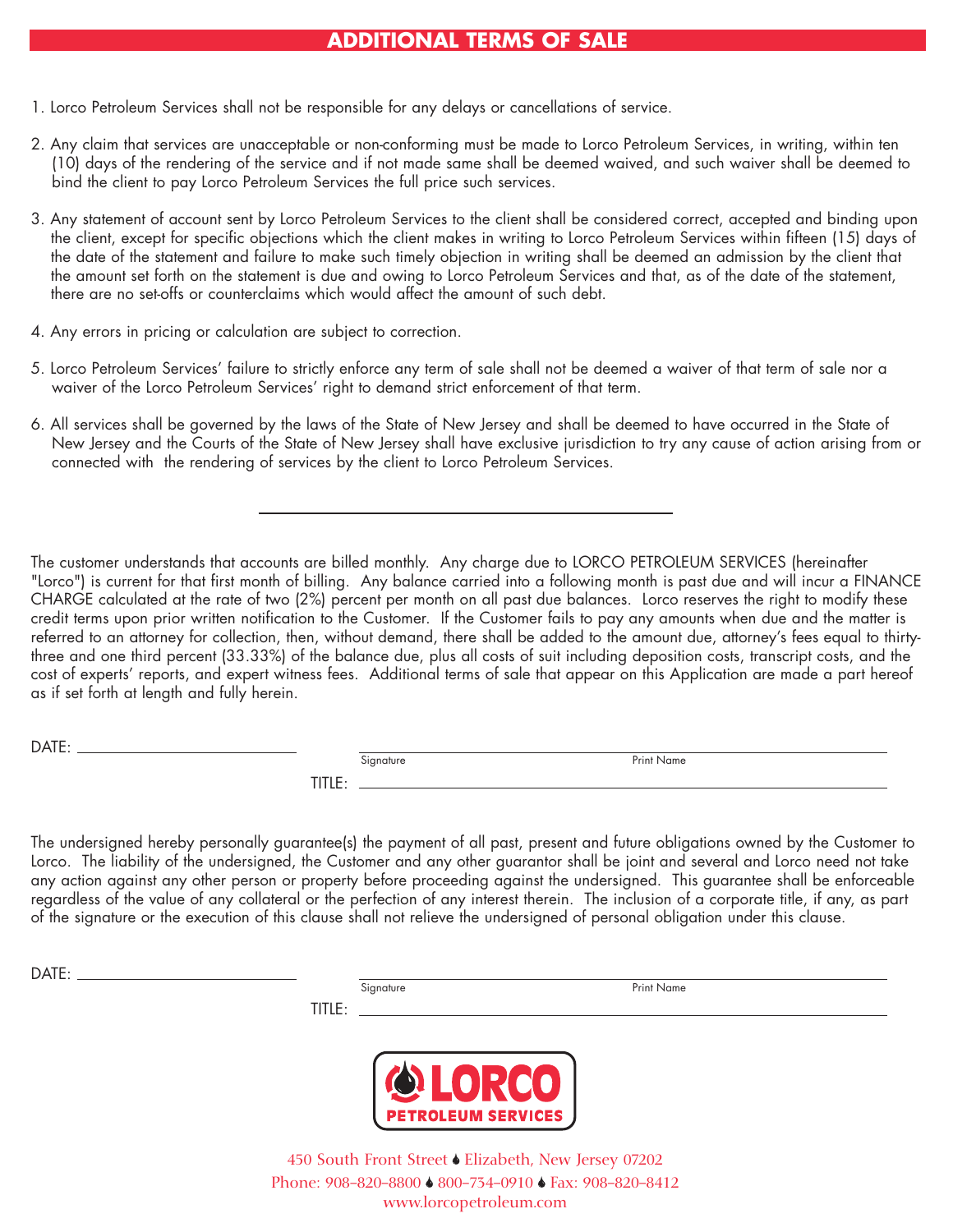## ADDITIONAL TERMS OF SALE

1. Lorco Petroleum Services shall not be responsible for any delays or cancellations of service.

2. Any claim that services are unacceptable or non-conforming must be made to Lorco Petroleum Services, in writing, within ten (10) days of the rendering of the service and if not made same shall be deemed waived, and such waiver shall be deemed to bind the client to pay Lorco Petroleum Services the full price such services.

3. Any statement of account sent by Lorco Petroleum Services to the client shall be considered correct, accepted and binding upon the client, except for specific objections which the client makes in writing to Lorco Petroleum Services within fifteen (15) days of the date of the statement and failure to make such timely objection in writing shall be deemed an admission by the client that the amount set forth on the statement is due and owing to Lorco Petroleum Services and that, as of the date of the statement, there are no set-offs or counterclaims which would affect the amount of such debt.

4. Any errors in pricing or calculation are subject to correction.

5. Lorco Petroleum Services' failure to strictly enforce any term of sale shall not be deemed a waiver of that term of sale nor a waiver of the Lorco Petroleum Services' right to demand strict enforcement of that term.

6. All services shall be governed by the laws of the State of New Jersey and shall be deemed to have occurred in the State of New Jersey and the Courts of the State of New Jersey shall have exclusive jurisdiction to try any cause of action arising from or connected with the rendering of services by the client to Lorco Petroleum Services.

---

The customer understands that accounts are billed monthly. Any charge due to LORCO PETROLEUM SERVICES (hereinafter "Lorco") is current for that first month of billing. Any balance carried into a following month is past due and will incur a FINANCE CHARGE calculated at the rate of two (2%) percent per month on all past due balances. Lorco reserves the right to modify these credit terms upon prior written notification to the Customer. If the Customer fails to pay any amounts when due and the matter is referred to an attorney for collection, then, without demand, there shall be added to the amount due, attorney's fees equal to thirty-three and one third percent (33.33%) of the balance due, plus all costs of suit including deposition costs, transcript costs, and the cost of experts' reports, and expert witness fees. Additional terms of sale that appear on this Application are made a part hereof as if set forth at length and fully herein.

DATE: ____________________

____________________ Signature ____________________ Print Name

TITLE: ____________________

The undersigned hereby personally guarantee(s) the payment of all past, present and future obligations owned by the Customer to Lorco. The liability of the undersigned, the Customer and any other guarantor shall be joint and several and Lorco need not take any action against any other person or property before proceeding against the undersigned. This guarantee shall be enforceable regardless of the value of any collateral or the perfection of any interest therein. The inclusion of a corporate title, if any, as part of the signature or the execution of this clause shall not relieve the undersigned of personal obligation under this clause.

DATE: ____________________

____________________ Signature ____________________ Print Name

TITLE: ____________________

LORCO
PETROLEUM SERVICES

450 South Front Street • Elizabeth, New Jersey 07202
Phone: 908-820-8800 • 800-734-0910 • Fax: 908-820-8412
www.lorcopetroleum.com